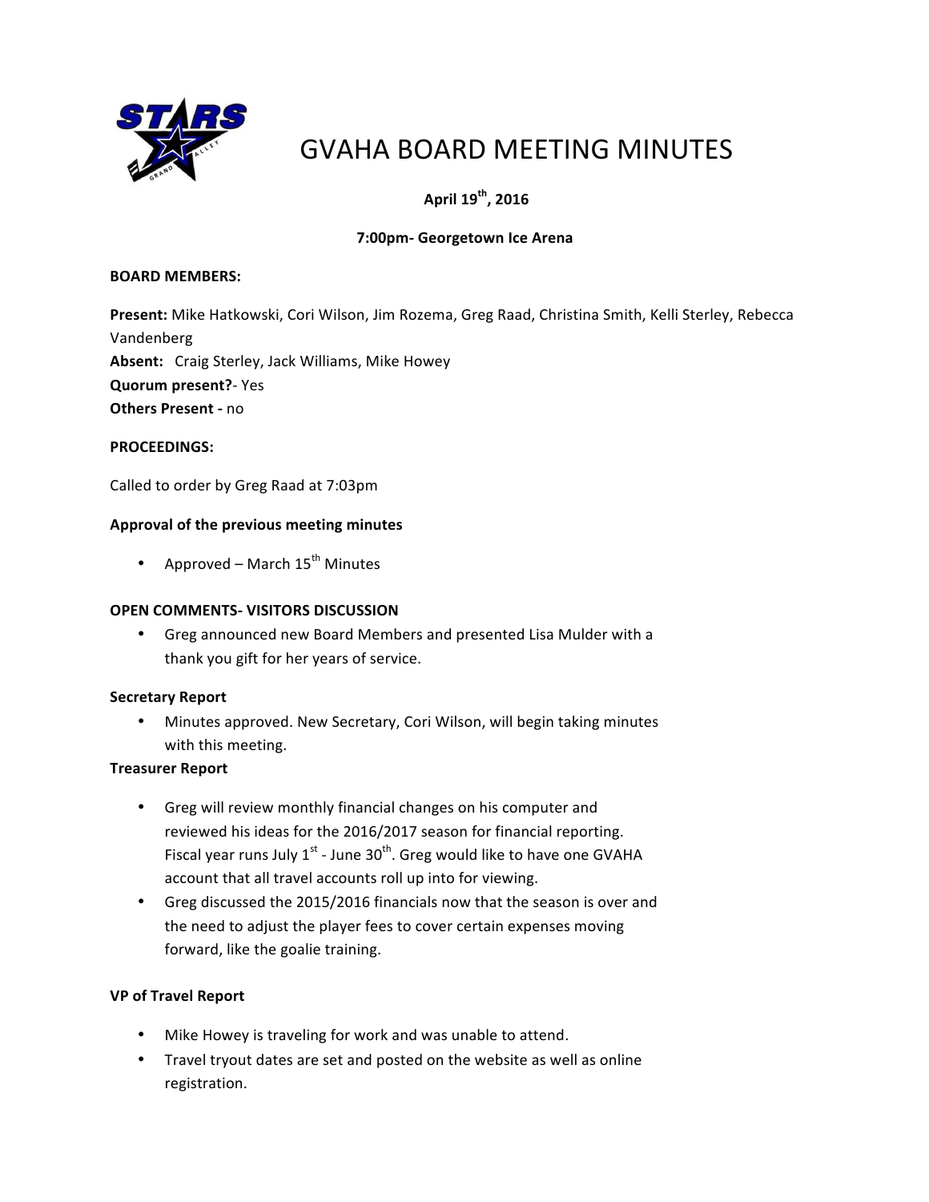# GVAHA BOARD MEETING MINUTES

**April 19th, 2016**

**7:00pm- Georgetown Ice Arena**

**BOARD MEMBERS:**

**Present:** Mike Hatkowski, Cori Wilson, Jim Rozema, Greg Raad, Christina Smith, Kelli Sterley, Rebecca Vandenberg
**Absent:** Craig Sterley, Jack Williams, Mike Howey
**Quorum present?**- Yes
**Others Present -** no

**PROCEEDINGS:**

Called to order by Greg Raad at 7:03pm

**Approval of the previous meeting minutes**

- Approved – March 15th Minutes

**OPEN COMMENTS- VISITORS DISCUSSION**

- Greg announced new Board Members and presented Lisa Mulder with a thank you gift for her years of service.

**Secretary Report**

- Minutes approved. New Secretary, Cori Wilson, will begin taking minutes with this meeting.

**Treasurer Report**

- Greg will review monthly financial changes on his computer and reviewed his ideas for the 2016/2017 season for financial reporting. Fiscal year runs July 1st - June 30th. Greg would like to have one GVAHA account that all travel accounts roll up into for viewing.
- Greg discussed the 2015/2016 financials now that the season is over and the need to adjust the player fees to cover certain expenses moving forward, like the goalie training.

**VP of Travel Report**

- Mike Howey is traveling for work and was unable to attend.
- Travel tryout dates are set and posted on the website as well as online registration.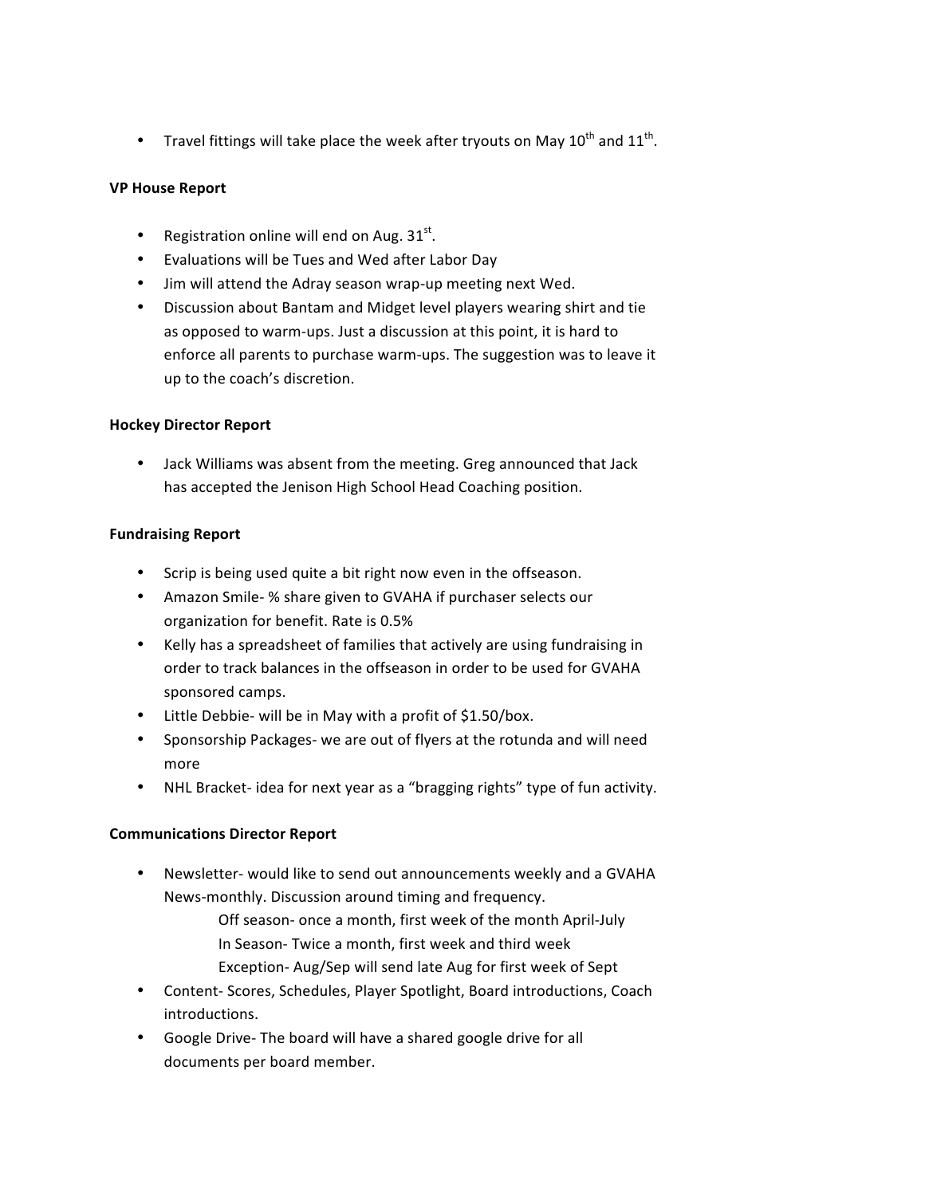- Travel fittings will take place the week after tryouts on May 10th and 11th.

**VP House Report**

- Registration online will end on Aug. 31st.
- Evaluations will be Tues and Wed after Labor Day
- Jim will attend the Adray season wrap-up meeting next Wed.
- Discussion about Bantam and Midget level players wearing shirt and tie as opposed to warm-ups. Just a discussion at this point, it is hard to enforce all parents to purchase warm-ups. The suggestion was to leave it up to the coach's discretion.

**Hockey Director Report**

- Jack Williams was absent from the meeting. Greg announced that Jack has accepted the Jenison High School Head Coaching position.

**Fundraising Report**

- Scrip is being used quite a bit right now even in the offseason.
- Amazon Smile- % share given to GVAHA if purchaser selects our organization for benefit. Rate is 0.5%
- Kelly has a spreadsheet of families that actively are using fundraising in order to track balances in the offseason in order to be used for GVAHA sponsored camps.
- Little Debbie- will be in May with a profit of $1.50/box.
- Sponsorship Packages- we are out of flyers at the rotunda and will need more
- NHL Bracket- idea for next year as a "bragging rights" type of fun activity.

**Communications Director Report**

- Newsletter- would like to send out announcements weekly and a GVAHA News-monthly. Discussion around timing and frequency.
  - Off season- once a month, first week of the month April-July
  - In Season- Twice a month, first week and third week
  - Exception- Aug/Sep will send late Aug for first week of Sept
- Content- Scores, Schedules, Player Spotlight, Board introductions, Coach introductions.
- Google Drive- The board will have a shared google drive for all documents per board member.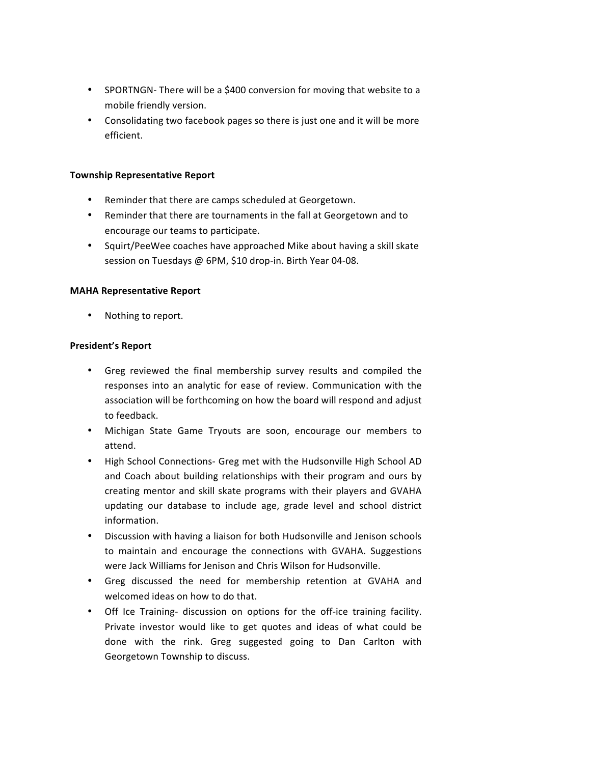- SPORTNGN- There will be a $400 conversion for moving that website to a mobile friendly version.
- Consolidating two facebook pages so there is just one and it will be more efficient.

**Township Representative Report**

- Reminder that there are camps scheduled at Georgetown.
- Reminder that there are tournaments in the fall at Georgetown and to encourage our teams to participate.
- Squirt/PeeWee coaches have approached Mike about having a skill skate session on Tuesdays @ 6PM, $10 drop-in. Birth Year 04-08.

**MAHA Representative Report**

- Nothing to report.

**President's Report**

- Greg reviewed the final membership survey results and compiled the responses into an analytic for ease of review. Communication with the association will be forthcoming on how the board will respond and adjust to feedback.
- Michigan State Game Tryouts are soon, encourage our members to attend.
- High School Connections- Greg met with the Hudsonville High School AD and Coach about building relationships with their program and ours by creating mentor and skill skate programs with their players and GVAHA updating our database to include age, grade level and school district information.
- Discussion with having a liaison for both Hudsonville and Jenison schools to maintain and encourage the connections with GVAHA. Suggestions were Jack Williams for Jenison and Chris Wilson for Hudsonville.
- Greg discussed the need for membership retention at GVAHA and welcomed ideas on how to do that.
- Off Ice Training- discussion on options for the off-ice training facility. Private investor would like to get quotes and ideas of what could be done with the rink. Greg suggested going to Dan Carlton with Georgetown Township to discuss.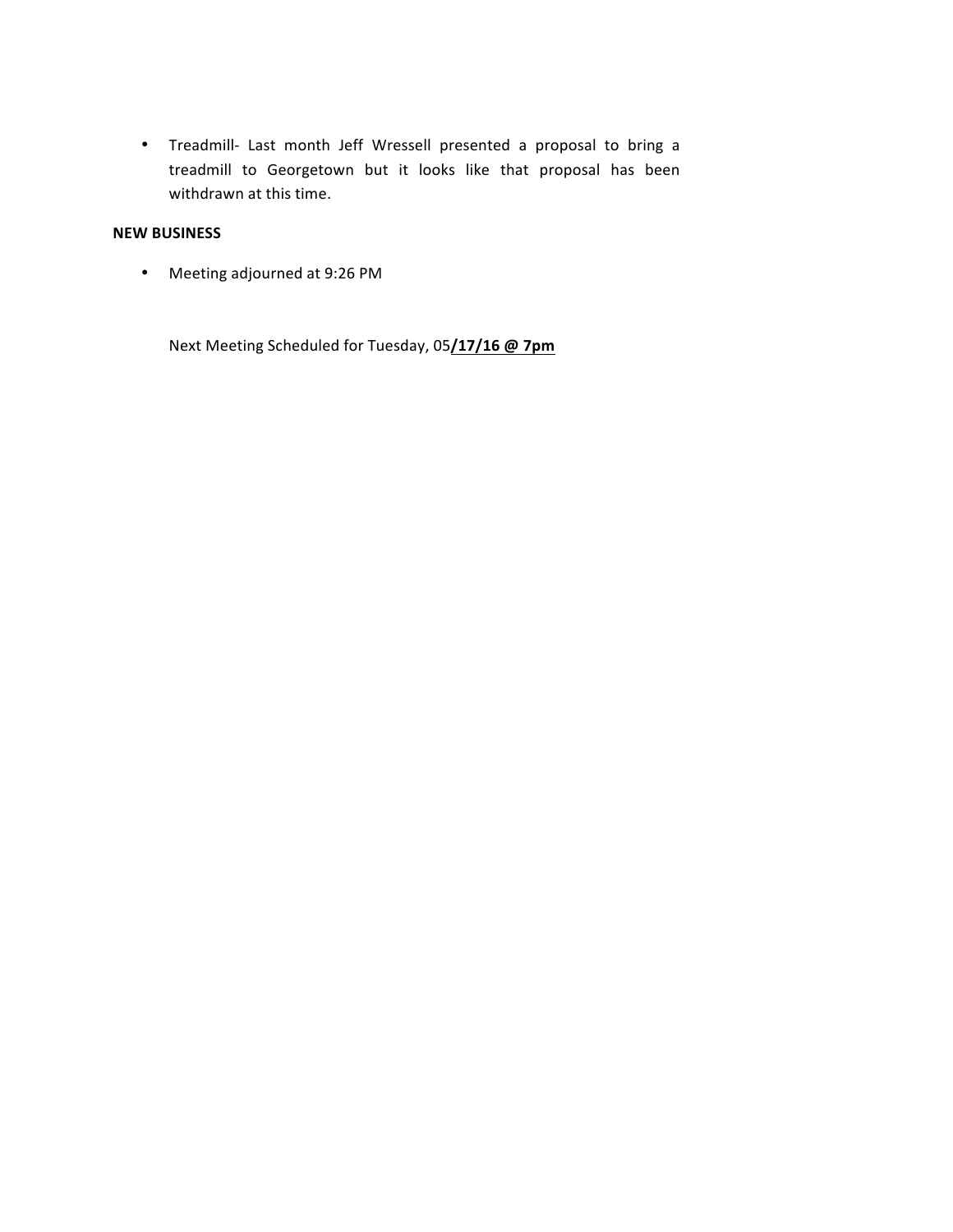- Treadmill- Last month Jeff Wressell presented a proposal to bring a treadmill to Georgetown but it looks like that proposal has been withdrawn at this time.

**NEW BUSINESS**

- Meeting adjourned at 9:26 PM

Next Meeting Scheduled for Tuesday, 05**/17/16 @ 7pm**